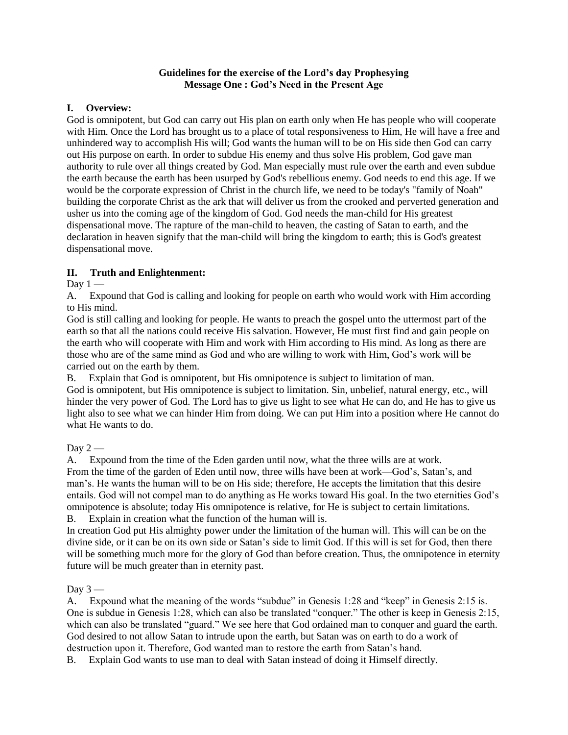**Guidelines for the exercise of the Lord's day Prophesying**
**Message One : God's Need in the Present Age**

## I. Overview:

God is omnipotent, but God can carry out His plan on earth only when He has people who will cooperate with Him. Once the Lord has brought us to a place of total responsiveness to Him, He will have a free and unhindered way to accomplish His will; God wants the human will to be on His side then God can carry out His purpose on earth. In order to subdue His enemy and thus solve His problem, God gave man authority to rule over all things created by God. Man especially must rule over the earth and even subdue the earth because the earth has been usurped by God's rebellious enemy. God needs to end this age. If we would be the corporate expression of Christ in the church life, we need to be today's "family of Noah" building the corporate Christ as the ark that will deliver us from the crooked and perverted generation and usher us into the coming age of the kingdom of God. God needs the man-child for His greatest dispensational move. The rapture of the man-child to heaven, the casting of Satan to earth, and the declaration in heaven signify that the man-child will bring the kingdom to earth; this is God's greatest dispensational move.

## II. Truth and Enlightenment:

Day 1 —

A. Expound that God is calling and looking for people on earth who would work with Him according to His mind.

God is still calling and looking for people. He wants to preach the gospel unto the uttermost part of the earth so that all the nations could receive His salvation. However, He must first find and gain people on the earth who will cooperate with Him and work with Him according to His mind. As long as there are those who are of the same mind as God and who are willing to work with Him, God's work will be carried out on the earth by them.

B. Explain that God is omnipotent, but His omnipotence is subject to limitation of man.

God is omnipotent, but His omnipotence is subject to limitation. Sin, unbelief, natural energy, etc., will hinder the very power of God. The Lord has to give us light to see what He can do, and He has to give us light also to see what we can hinder Him from doing. We can put Him into a position where He cannot do what He wants to do.

Day 2 —

A. Expound from the time of the Eden garden until now, what the three wills are at work.

From the time of the garden of Eden until now, three wills have been at work—God's, Satan's, and man's. He wants the human will to be on His side; therefore, He accepts the limitation that this desire entails. God will not compel man to do anything as He works toward His goal. In the two eternities God's omnipotence is absolute; today His omnipotence is relative, for He is subject to certain limitations.

B. Explain in creation what the function of the human will is.

In creation God put His almighty power under the limitation of the human will. This will can be on the divine side, or it can be on its own side or Satan's side to limit God. If this will is set for God, then there will be something much more for the glory of God than before creation. Thus, the omnipotence in eternity future will be much greater than in eternity past.

Day 3 —

A. Expound what the meaning of the words "subdue" in Genesis 1:28 and "keep" in Genesis 2:15 is.

One is subdue in Genesis 1:28, which can also be translated "conquer." The other is keep in Genesis 2:15, which can also be translated "guard." We see here that God ordained man to conquer and guard the earth. God desired to not allow Satan to intrude upon the earth, but Satan was on earth to do a work of destruction upon it. Therefore, God wanted man to restore the earth from Satan's hand.

B. Explain God wants to use man to deal with Satan instead of doing it Himself directly.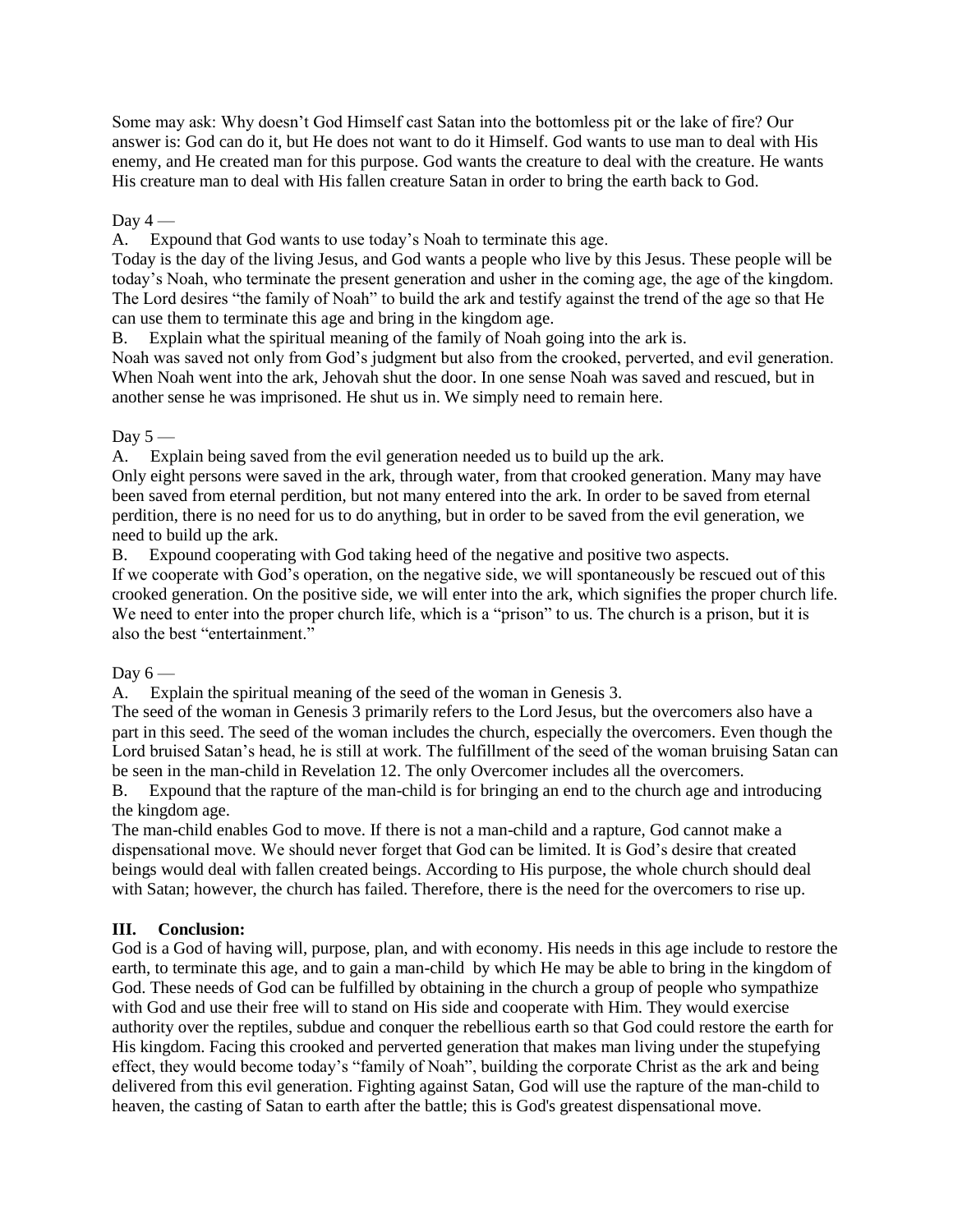Some may ask: Why doesn't God Himself cast Satan into the bottomless pit or the lake of fire? Our answer is: God can do it, but He does not want to do it Himself. God wants to use man to deal with His enemy, and He created man for this purpose. God wants the creature to deal with the creature. He wants His creature man to deal with His fallen creature Satan in order to bring the earth back to God.

Day 4 —

A. Expound that God wants to use today's Noah to terminate this age.

Today is the day of the living Jesus, and God wants a people who live by this Jesus. These people will be today's Noah, who terminate the present generation and usher in the coming age, the age of the kingdom. The Lord desires "the family of Noah" to build the ark and testify against the trend of the age so that He can use them to terminate this age and bring in the kingdom age.

B. Explain what the spiritual meaning of the family of Noah going into the ark is.

Noah was saved not only from God's judgment but also from the crooked, perverted, and evil generation. When Noah went into the ark, Jehovah shut the door. In one sense Noah was saved and rescued, but in another sense he was imprisoned. He shut us in. We simply need to remain here.

Day 5 —

A. Explain being saved from the evil generation needed us to build up the ark.

Only eight persons were saved in the ark, through water, from that crooked generation. Many may have been saved from eternal perdition, but not many entered into the ark. In order to be saved from eternal perdition, there is no need for us to do anything, but in order to be saved from the evil generation, we need to build up the ark.

B. Expound cooperating with God taking heed of the negative and positive two aspects.

If we cooperate with God's operation, on the negative side, we will spontaneously be rescued out of this crooked generation. On the positive side, we will enter into the ark, which signifies the proper church life. We need to enter into the proper church life, which is a "prison" to us. The church is a prison, but it is also the best "entertainment."

Day 6 —

A. Explain the spiritual meaning of the seed of the woman in Genesis 3.

The seed of the woman in Genesis 3 primarily refers to the Lord Jesus, but the overcomers also have a part in this seed. The seed of the woman includes the church, especially the overcomers. Even though the Lord bruised Satan's head, he is still at work. The fulfillment of the seed of the woman bruising Satan can be seen in the man-child in Revelation 12. The only Overcomer includes all the overcomers.

B. Expound that the rapture of the man-child is for bringing an end to the church age and introducing the kingdom age.

The man-child enables God to move. If there is not a man-child and a rapture, God cannot make a dispensational move. We should never forget that God can be limited. It is God's desire that created beings would deal with fallen created beings. According to His purpose, the whole church should deal with Satan; however, the church has failed. Therefore, there is the need for the overcomers to rise up.

## III. Conclusion:

God is a God of having will, purpose, plan, and with economy. His needs in this age include to restore the earth, to terminate this age, and to gain a man-child by which He may be able to bring in the kingdom of God. These needs of God can be fulfilled by obtaining in the church a group of people who sympathize with God and use their free will to stand on His side and cooperate with Him. They would exercise authority over the reptiles, subdue and conquer the rebellious earth so that God could restore the earth for His kingdom. Facing this crooked and perverted generation that makes man living under the stupefying effect, they would become today's "family of Noah", building the corporate Christ as the ark and being delivered from this evil generation. Fighting against Satan, God will use the rapture of the man-child to heaven, the casting of Satan to earth after the battle; this is God's greatest dispensational move.